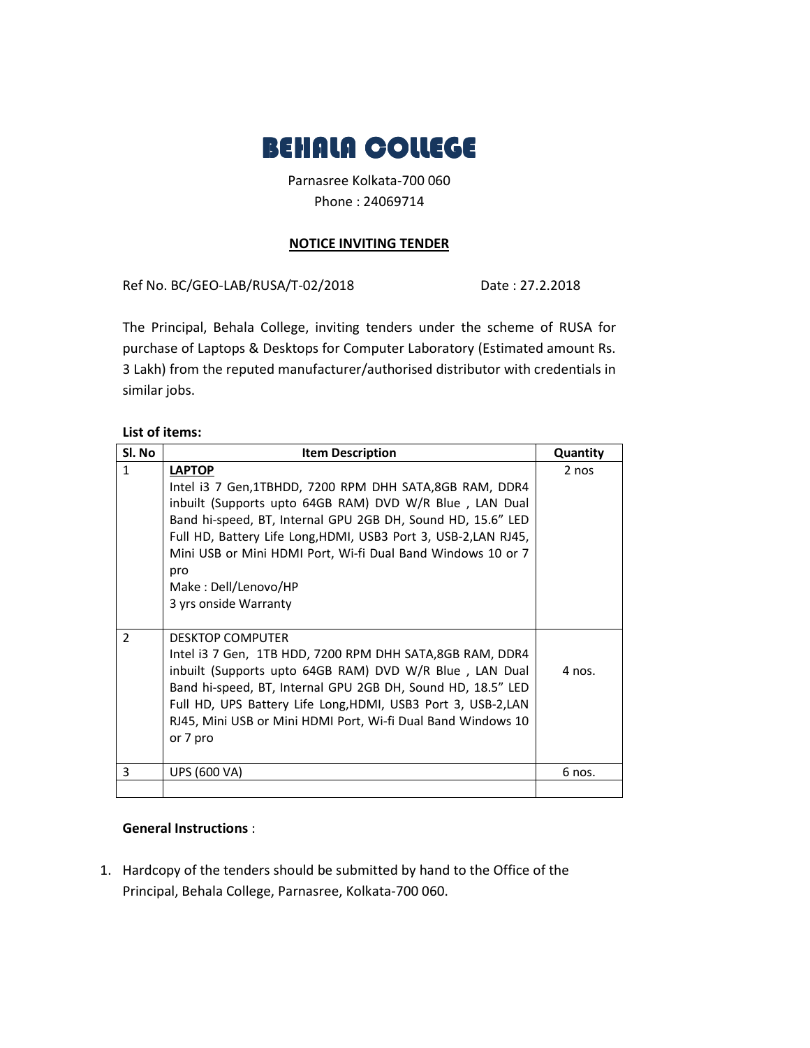# BEHALA COLLEGE

Parnasree Kolkata-700 060
Phone : 24069714

## NOTICE INVITING TENDER

Ref No. BC/GEO-LAB/RUSA/T-02/2018 Date : 27.2.2018

The Principal, Behala College, inviting tenders under the scheme of RUSA for purchase of Laptops & Desktops for Computer Laboratory (Estimated amount Rs. 3 Lakh) from the reputed manufacturer/authorised distributor with credentials in similar jobs.

**List of items:**

| Sl. No | Item Description | Quantity |
|---|---|---|
| 1 | **LAPTOP**<br>Intel i3 7 Gen,1TBHDD, 7200 RPM DHH SATA,8GB RAM, DDR4 inbuilt (Supports upto 64GB RAM) DVD W/R Blue , LAN Dual Band hi-speed, BT, Internal GPU 2GB DH, Sound HD, 15.6" LED Full HD, Battery Life Long,HDMI, USB3 Port 3, USB-2,LAN RJ45, Mini USB or Mini HDMI Port, Wi-fi Dual Band Windows 10 or 7 pro<br>Make : Dell/Lenovo/HP<br>3 yrs onside Warranty | 2 nos |
| 2 | DESKTOP COMPUTER<br>Intel i3 7 Gen, 1TB HDD, 7200 RPM DHH SATA,8GB RAM, DDR4 inbuilt (Supports upto 64GB RAM) DVD W/R Blue , LAN Dual Band hi-speed, BT, Internal GPU 2GB DH, Sound HD, 18.5" LED Full HD, UPS Battery Life Long,HDMI, USB3 Port 3, USB-2,LAN RJ45, Mini USB or Mini HDMI Port, Wi-fi Dual Band Windows 10 or 7 pro | 4 nos. |
| 3 | UPS (600 VA) | 6 nos. |
| | | |

**General Instructions** :

1. Hardcopy of the tenders should be submitted by hand to the Office of the Principal, Behala College, Parnasree, Kolkata-700 060.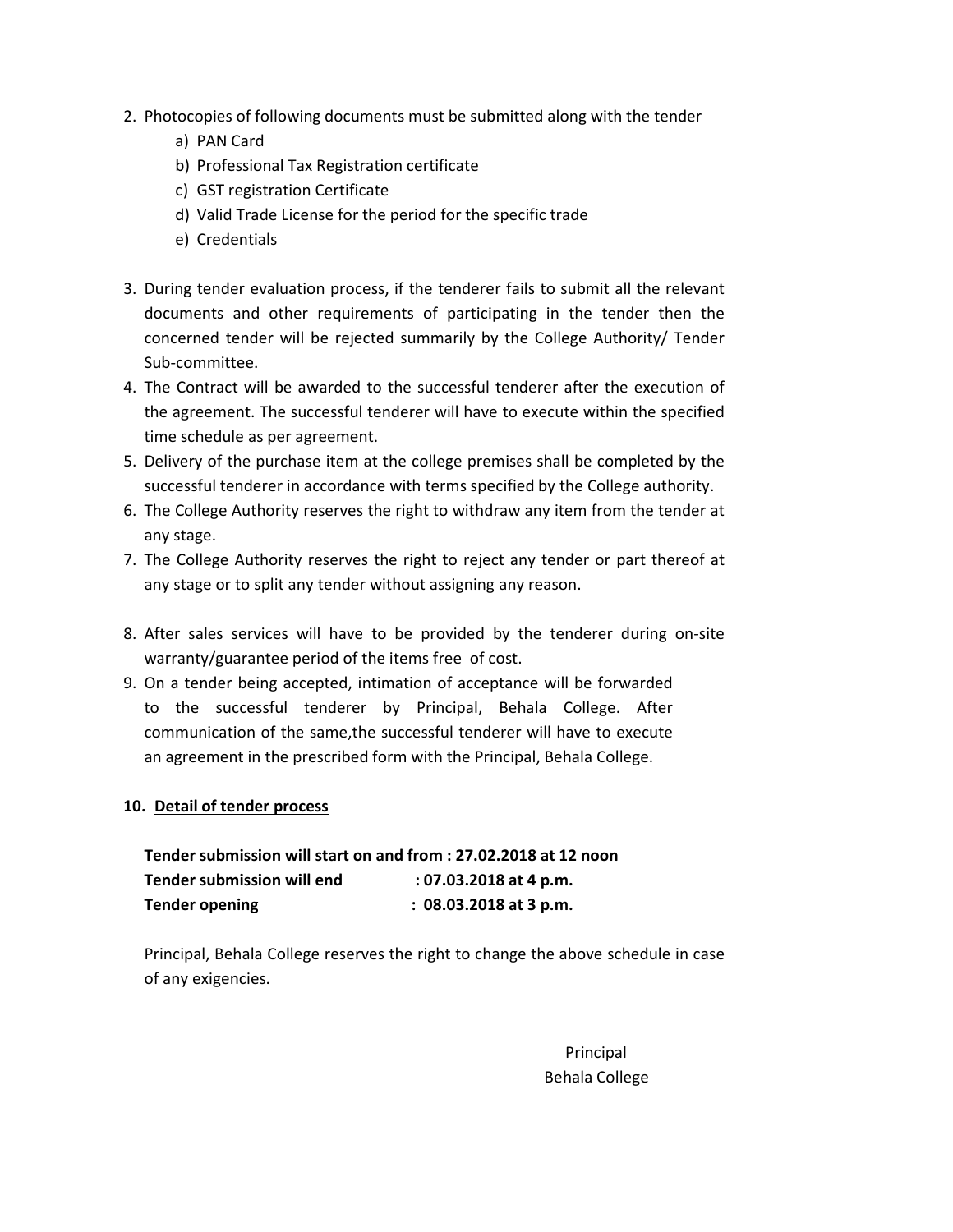2. Photocopies of following documents must be submitted along with the tender
    a) PAN Card
    b) Professional Tax Registration certificate
    c) GST registration Certificate
    d) Valid Trade License for the period for the specific trade
    e) Credentials

3. During tender evaluation process, if the tenderer fails to submit all the relevant documents and other requirements of participating in the tender then the concerned tender will be rejected summarily by the College Authority/ Tender Sub-committee.
4. The Contract will be awarded to the successful tenderer after the execution of the agreement. The successful tenderer will have to execute within the specified time schedule as per agreement.
5. Delivery of the purchase item at the college premises shall be completed by the successful tenderer in accordance with terms specified by the College authority.
6. The College Authority reserves the right to withdraw any item from the tender at any stage.
7. The College Authority reserves the right to reject any tender or part thereof at any stage or to split any tender without assigning any reason.

8. After sales services will have to be provided by the tenderer during on-site warranty/guarantee period of the items free of cost.
9. On a tender being accepted, intimation of acceptance will be forwarded to the successful tenderer by Principal, Behala College. After communication of the same,the successful tenderer will have to execute an agreement in the prescribed form with the Principal, Behala College.

**10. Detail of tender process**

**Tender submission will start on and from : 27.02.2018 at 12 noon**
**Tender submission will end : 07.03.2018 at 4 p.m.**
**Tender opening : 08.03.2018 at 3 p.m.**

Principal, Behala College reserves the right to change the above schedule in case of any exigencies.

Principal
Behala College